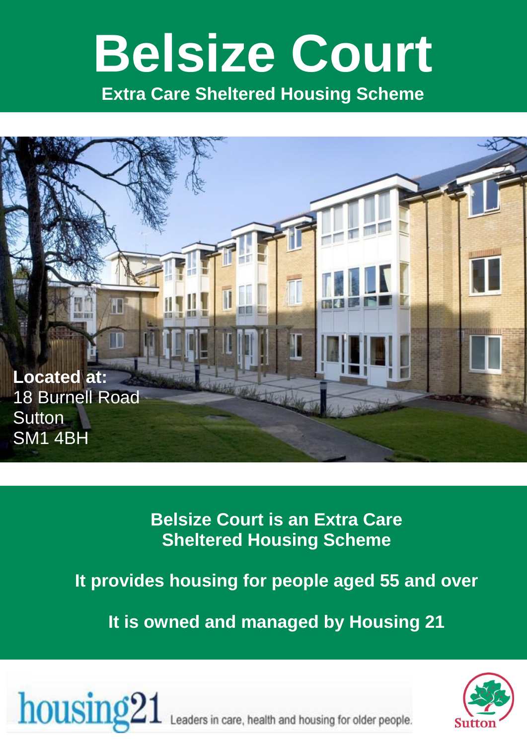# Belsize Court

**Extra Care Sheltered Housing Scheme**

**Located at:**
18 Burnell Road
Sutton
SM1 4BH

**Belsize Court is an Extra Care Sheltered Housing Scheme**

**It provides housing for people aged 55 and over**

**It is owned and managed by Housing 21**

housing21 Leaders in care, health and housing for older people.

Sutton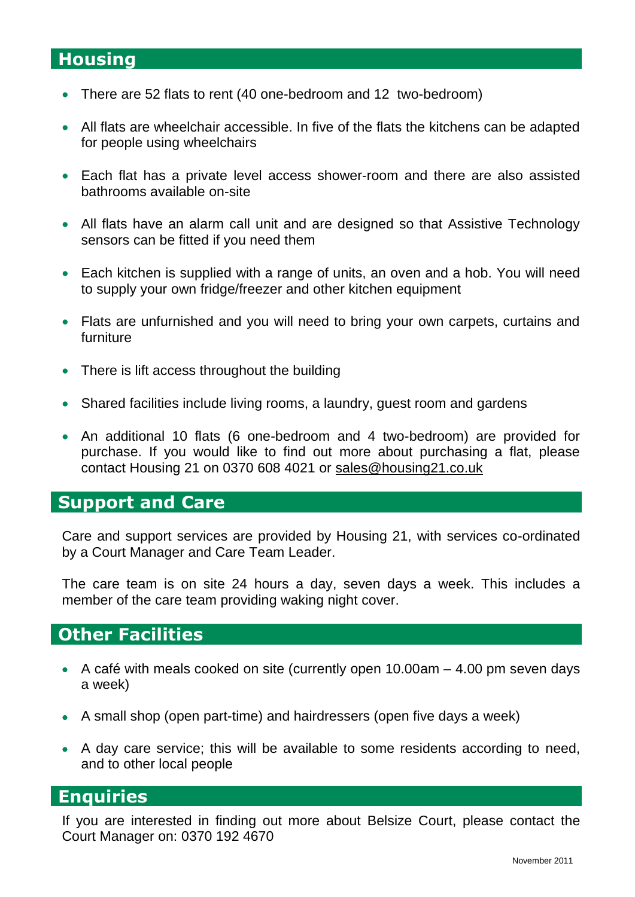## Housing

- There are 52 flats to rent (40 one-bedroom and 12 two-bedroom)
- All flats are wheelchair accessible. In five of the flats the kitchens can be adapted for people using wheelchairs
- Each flat has a private level access shower-room and there are also assisted bathrooms available on-site
- All flats have an alarm call unit and are designed so that Assistive Technology sensors can be fitted if you need them
- Each kitchen is supplied with a range of units, an oven and a hob. You will need to supply your own fridge/freezer and other kitchen equipment
- Flats are unfurnished and you will need to bring your own carpets, curtains and furniture
- There is lift access throughout the building
- Shared facilities include living rooms, a laundry, guest room and gardens
- An additional 10 flats (6 one-bedroom and 4 two-bedroom) are provided for purchase. If you would like to find out more about purchasing a flat, please contact Housing 21 on 0370 608 4021 or sales@housing21.co.uk

## Support and Care

Care and support services are provided by Housing 21, with services co-ordinated by a Court Manager and Care Team Leader.

The care team is on site 24 hours a day, seven days a week. This includes a member of the care team providing waking night cover.

## Other Facilities

- A café with meals cooked on site (currently open 10.00am – 4.00 pm seven days a week)
- A small shop (open part-time) and hairdressers (open five days a week)
- A day care service; this will be available to some residents according to need, and to other local people

## Enquiries

If you are interested in finding out more about Belsize Court, please contact the Court Manager on: 0370 192 4670

November 2011